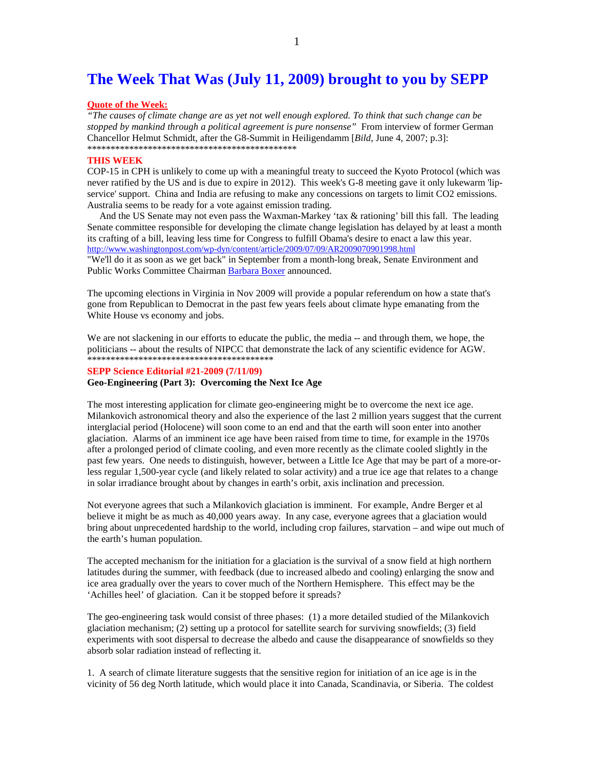# The Week That Was (July 11, 2009) brought to you by SEPP

**Quote of the Week:**

*"The causes of climate change are as yet not well enough explored. To think that such change can be stopped by mankind through a political agreement is pure nonsense"* From interview of former German Chancellor Helmut Schmidt, after the G8-Summit in Heiligendamm [*Bild*, June 4, 2007; p.3]:

**********************************************

**THIS WEEK**

COP-15 in CPH is unlikely to come up with a meaningful treaty to succeed the Kyoto Protocol (which was never ratified by the US and is due to expire in 2012). This week's G-8 meeting gave it only lukewarm 'lip-service' support. China and India are refusing to make any concessions on targets to limit CO2 emissions. Australia seems to be ready for a vote against emission trading.

And the US Senate may not even pass the Waxman-Markey 'tax & rationing' bill this fall. The leading Senate committee responsible for developing the climate change legislation has delayed by at least a month its crafting of a bill, leaving less time for Congress to fulfill Obama's desire to enact a law this year. http://www.washingtonpost.com/wp-dyn/content/article/2009/07/09/AR2009070901998.html

"We'll do it as soon as we get back" in September from a month-long break, Senate Environment and Public Works Committee Chairman Barbara Boxer announced.

The upcoming elections in Virginia in Nov 2009 will provide a popular referendum on how a state that's gone from Republican to Democrat in the past few years feels about climate hype emanating from the White House vs economy and jobs.

We are not slackening in our efforts to educate the public, the media -- and through them, we hope, the politicians -- about the results of NIPCC that demonstrate the lack of any scientific evidence for AGW.

*****************************************

**SEPP Science Editorial #21-2009 (7/11/09)**

**Geo-Engineering (Part 3): Overcoming the Next Ice Age**

The most interesting application for climate geo-engineering might be to overcome the next ice age. Milankovich astronomical theory and also the experience of the last 2 million years suggest that the current interglacial period (Holocene) will soon come to an end and that the earth will soon enter into another glaciation. Alarms of an imminent ice age have been raised from time to time, for example in the 1970s after a prolonged period of climate cooling, and even more recently as the climate cooled slightly in the past few years. One needs to distinguish, however, between a Little Ice Age that may be part of a more-or-less regular 1,500-year cycle (and likely related to solar activity) and a true ice age that relates to a change in solar irradiance brought about by changes in earth's orbit, axis inclination and precession.

Not everyone agrees that such a Milankovich glaciation is imminent. For example, Andre Berger et al believe it might be as much as 40,000 years away. In any case, everyone agrees that a glaciation would bring about unprecedented hardship to the world, including crop failures, starvation – and wipe out much of the earth's human population.

The accepted mechanism for the initiation for a glaciation is the survival of a snow field at high northern latitudes during the summer, with feedback (due to increased albedo and cooling) enlarging the snow and ice area gradually over the years to cover much of the Northern Hemisphere. This effect may be the 'Achilles heel' of glaciation. Can it be stopped before it spreads?

The geo-engineering task would consist of three phases: (1) a more detailed studied of the Milankovich glaciation mechanism; (2) setting up a protocol for satellite search for surviving snowfields; (3) field experiments with soot dispersal to decrease the albedo and cause the disappearance of snowfields so they absorb solar radiation instead of reflecting it.

1. A search of climate literature suggests that the sensitive region for initiation of an ice age is in the vicinity of 56 deg North latitude, which would place it into Canada, Scandinavia, or Siberia. The coldest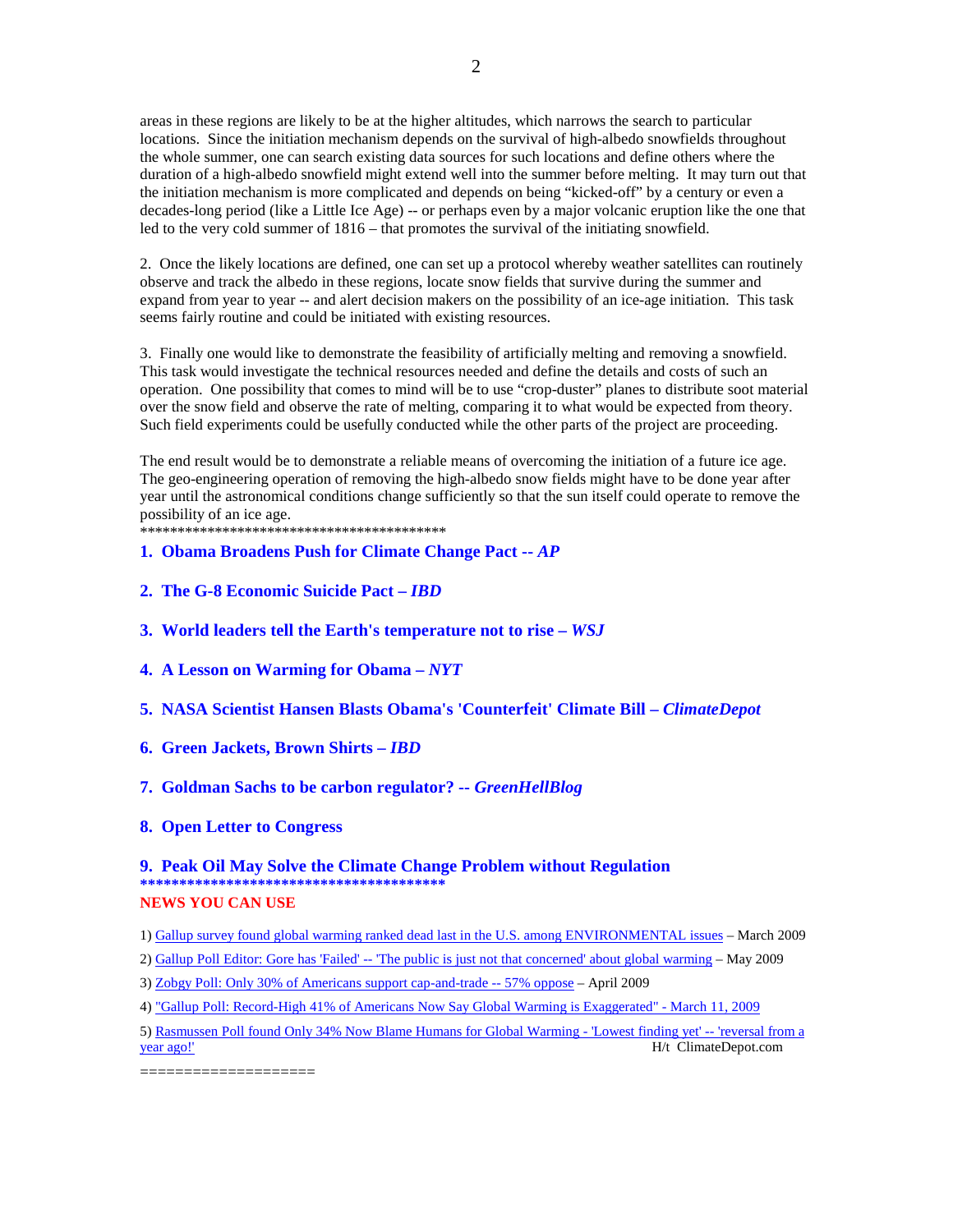areas in these regions are likely to be at the higher altitudes, which narrows the search to particular locations. Since the initiation mechanism depends on the survival of high-albedo snowfields throughout the whole summer, one can search existing data sources for such locations and define others where the duration of a high-albedo snowfield might extend well into the summer before melting. It may turn out that the initiation mechanism is more complicated and depends on being "kicked-off" by a century or even a decades-long period (like a Little Ice Age) -- or perhaps even by a major volcanic eruption like the one that led to the very cold summer of 1816 – that promotes the survival of the initiating snowfield.

2. Once the likely locations are defined, one can set up a protocol whereby weather satellites can routinely observe and track the albedo in these regions, locate snow fields that survive during the summer and expand from year to year -- and alert decision makers on the possibility of an ice-age initiation. This task seems fairly routine and could be initiated with existing resources.

3. Finally one would like to demonstrate the feasibility of artificially melting and removing a snowfield. This task would investigate the technical resources needed and define the details and costs of such an operation. One possibility that comes to mind will be to use "crop-duster" planes to distribute soot material over the snow field and observe the rate of melting, comparing it to what would be expected from theory. Such field experiments could be usefully conducted while the other parts of the project are proceeding.

The end result would be to demonstrate a reliable means of overcoming the initiation of a future ice age. The geo-engineering operation of removing the high-albedo snow fields might have to be done year after year until the astronomical conditions change sufficiently so that the sun itself could operate to remove the possibility of an ice age.
*******************************************

**1. Obama Broadens Push for Climate Change Pact -- *AP***

**2. The G-8 Economic Suicide Pact – *IBD***

**3. World leaders tell the Earth's temperature not to rise – *WSJ***

**4. A Lesson on Warming for Obama – *NYT***

**5. NASA Scientist Hansen Blasts Obama's 'Counterfeit' Climate Bill – *ClimateDepot***

**6. Green Jackets, Brown Shirts – *IBD***

**7. Goldman Sachs to be carbon regulator? -- *GreenHellBlog***

**8. Open Letter to Congress**

**9. Peak Oil May Solve the Climate Change Problem without Regulation**
*******************************************

**NEWS YOU CAN USE**

1) Gallup survey found global warming ranked dead last in the U.S. among ENVIRONMENTAL issues – March 2009

2) Gallup Poll Editor: Gore has 'Failed' -- 'The public is just not that concerned' about global warming – May 2009

3) Zobgy Poll: Only 30% of Americans support cap-and-trade -- 57% oppose – April 2009

4) "Gallup Poll: Record-High 41% of Americans Now Say Global Warming is Exaggerated" - March 11, 2009

5) Rasmussen Poll found Only 34% Now Blame Humans for Global Warming - 'Lowest finding yet' -- 'reversal from a year ago!' H/t ClimateDepot.com

===================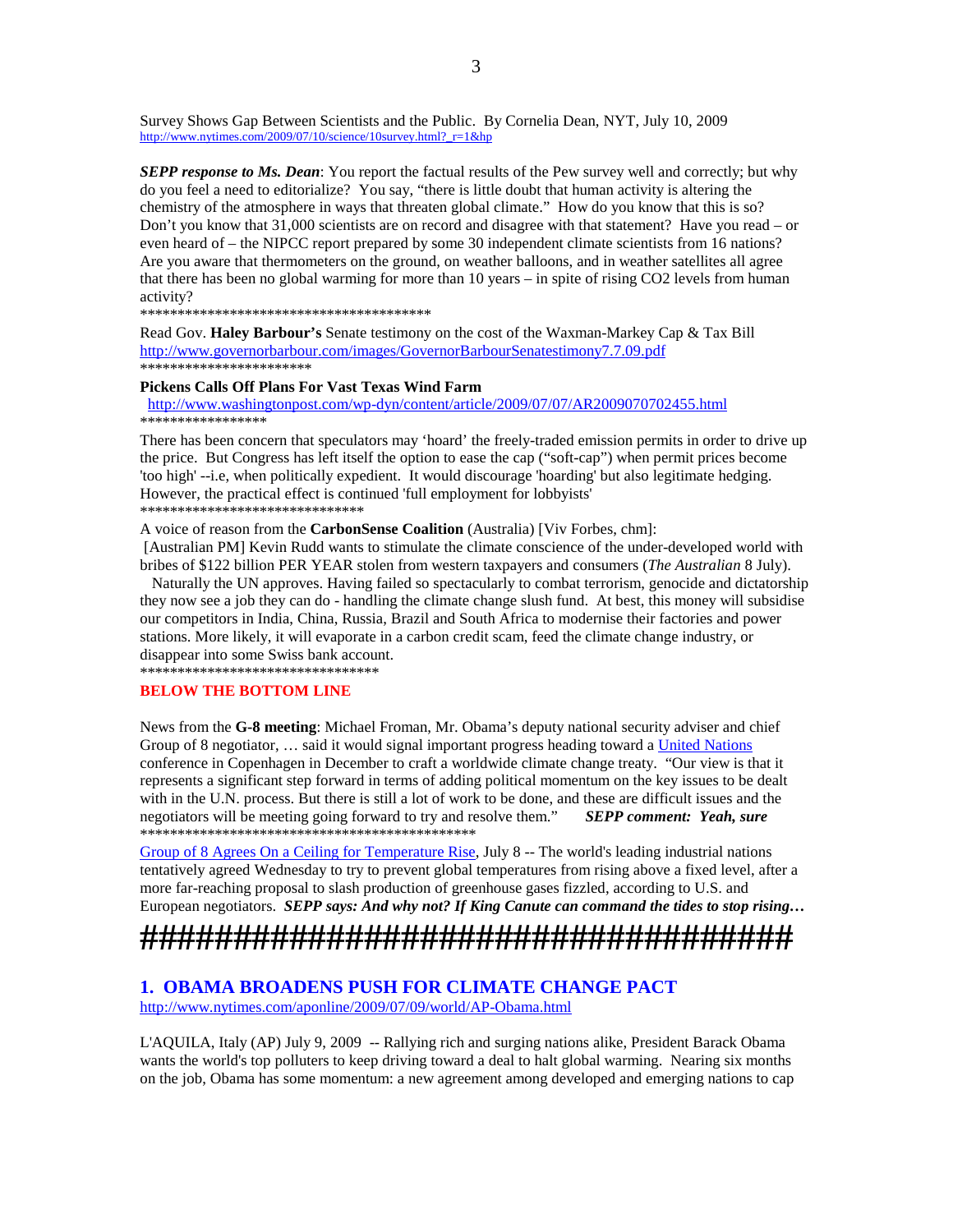Survey Shows Gap Between Scientists and the Public. By Cornelia Dean, NYT, July 10, 2009
http://www.nytimes.com/2009/07/10/science/10survey.html?_r=1&hp

***SEPP response to Ms. Dean***: You report the factual results of the Pew survey well and correctly; but why do you feel a need to editorialize? You say, "there is little doubt that human activity is altering the chemistry of the atmosphere in ways that threaten global climate." How do you know that this is so? Don't you know that 31,000 scientists are on record and disagree with that statement? Have you read – or even heard of – the NIPCC report prepared by some 30 independent climate scientists from 16 nations? Are you aware that thermometers on the ground, on weather balloons, and in weather satellites all agree that there has been no global warming for more than 10 years – in spite of rising $CO_2$ levels from human activity?

****************************************

Read Gov. **Haley Barbour's** Senate testimony on the cost of the Waxman-Markey Cap & Tax Bill
http://www.governorbarbour.com/images/GovernorBarbourSenatestimony7.7.09.pdf

************************

**Pickens Calls Off Plans For Vast Texas Wind Farm**
http://www.washingtonpost.com/wp-dyn/content/article/2009/07/07/AR2009070702455.html

*****************

There has been concern that speculators may 'hoard' the freely-traded emission permits in order to drive up the price. But Congress has left itself the option to ease the cap ("soft-cap") when permit prices become 'too high' --i.e, when politically expedient. It would discourage 'hoarding' but also legitimate hedging. However, the practical effect is continued 'full employment for lobbyists'

******************************

A voice of reason from the **CarbonSense Coalition** (Australia) [Viv Forbes, chm]:
[Australian PM] Kevin Rudd wants to stimulate the climate conscience of the under-developed world with bribes of $122 billion PER YEAR stolen from western taxpayers and consumers (*The Australian* 8 July).
Naturally the UN approves. Having failed so spectacularly to combat terrorism, genocide and dictatorship they now see a job they can do - handling the climate change slush fund. At best, this money will subsidise our competitors in India, China, Russia, Brazil and South Africa to modernise their factories and power stations. More likely, it will evaporate in a carbon credit scam, feed the climate change industry, or disappear into some Swiss bank account.

********************************

**BELOW THE BOTTOM LINE**

News from the **G-8 meeting**: Michael Froman, Mr. Obama's deputy national security adviser and chief Group of 8 negotiator, … said it would signal important progress heading toward a United Nations conference in Copenhagen in December to craft a worldwide climate change treaty. "Our view is that it represents a significant step forward in terms of adding political momentum on the key issues to be dealt with in the U.N. process. But there is still a lot of work to be done, and these are difficult issues and the negotiators will be meeting going forward to try and resolve them." ***SEPP comment: Yeah, sure***

***********************************************

Group of 8 Agrees On a Ceiling for Temperature Rise, July 8 -- The world's leading industrial nations tentatively agreed Wednesday to try to prevent global temperatures from rising above a fixed level, after a more far-reaching proposal to slash production of greenhouse gases fizzled, according to U.S. and European negotiators. ***SEPP says: And why not? If King Canute can command the tides to stop rising…***

**####################################**

## 1. OBAMA BROADENS PUSH FOR CLIMATE CHANGE PACT

http://www.nytimes.com/aponline/2009/07/09/world/AP-Obama.html

L'AQUILA, Italy (AP) July 9, 2009 -- Rallying rich and surging nations alike, President Barack Obama wants the world's top polluters to keep driving toward a deal to halt global warming. Nearing six months on the job, Obama has some momentum: a new agreement among developed and emerging nations to cap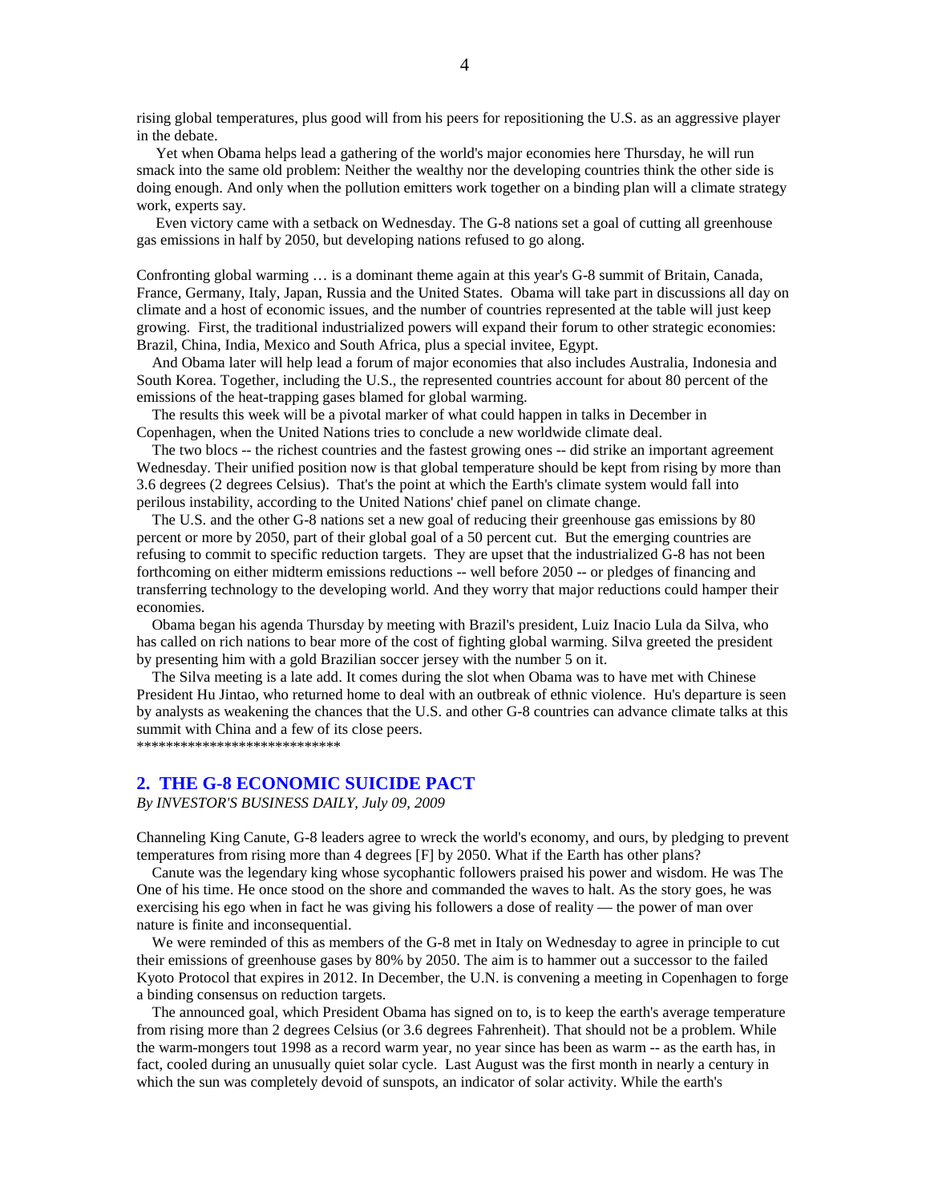rising global temperatures, plus good will from his peers for repositioning the U.S. as an aggressive player in the debate.

Yet when Obama helps lead a gathering of the world's major economies here Thursday, he will run smack into the same old problem: Neither the wealthy nor the developing countries think the other side is doing enough. And only when the pollution emitters work together on a binding plan will a climate strategy work, experts say.

Even victory came with a setback on Wednesday. The G-8 nations set a goal of cutting all greenhouse gas emissions in half by 2050, but developing nations refused to go along.

Confronting global warming … is a dominant theme again at this year's G-8 summit of Britain, Canada, France, Germany, Italy, Japan, Russia and the United States. Obama will take part in discussions all day on climate and a host of economic issues, and the number of countries represented at the table will just keep growing. First, the traditional industrialized powers will expand their forum to other strategic economies: Brazil, China, India, Mexico and South Africa, plus a special invitee, Egypt.

And Obama later will help lead a forum of major economies that also includes Australia, Indonesia and South Korea. Together, including the U.S., the represented countries account for about 80 percent of the emissions of the heat-trapping gases blamed for global warming.

The results this week will be a pivotal marker of what could happen in talks in December in Copenhagen, when the United Nations tries to conclude a new worldwide climate deal.

The two blocs -- the richest countries and the fastest growing ones -- did strike an important agreement Wednesday. Their unified position now is that global temperature should be kept from rising by more than 3.6 degrees (2 degrees Celsius). That's the point at which the Earth's climate system would fall into perilous instability, according to the United Nations' chief panel on climate change.

The U.S. and the other G-8 nations set a new goal of reducing their greenhouse gas emissions by 80 percent or more by 2050, part of their global goal of a 50 percent cut. But the emerging countries are refusing to commit to specific reduction targets. They are upset that the industrialized G-8 has not been forthcoming on either midterm emissions reductions -- well before 2050 -- or pledges of financing and transferring technology to the developing world. And they worry that major reductions could hamper their economies.

Obama began his agenda Thursday by meeting with Brazil's president, Luiz Inacio Lula da Silva, who has called on rich nations to bear more of the cost of fighting global warming. Silva greeted the president by presenting him with a gold Brazilian soccer jersey with the number 5 on it.

The Silva meeting is a late add. It comes during the slot when Obama was to have met with Chinese President Hu Jintao, who returned home to deal with an outbreak of ethnic violence. Hu's departure is seen by analysts as weakening the chances that the U.S. and other G-8 countries can advance climate talks at this summit with China and a few of its close peers.

*****************************

## 2. THE G-8 ECONOMIC SUICIDE PACT

*By INVESTOR'S BUSINESS DAILY, July 09, 2009*

Channeling King Canute, G-8 leaders agree to wreck the world's economy, and ours, by pledging to prevent temperatures from rising more than 4 degrees [F] by 2050. What if the Earth has other plans?

Canute was the legendary king whose sycophantic followers praised his power and wisdom. He was The One of his time. He once stood on the shore and commanded the waves to halt. As the story goes, he was exercising his ego when in fact he was giving his followers a dose of reality — the power of man over nature is finite and inconsequential.

We were reminded of this as members of the G-8 met in Italy on Wednesday to agree in principle to cut their emissions of greenhouse gases by 80% by 2050. The aim is to hammer out a successor to the failed Kyoto Protocol that expires in 2012. In December, the U.N. is convening a meeting in Copenhagen to forge a binding consensus on reduction targets.

The announced goal, which President Obama has signed on to, is to keep the earth's average temperature from rising more than 2 degrees Celsius (or 3.6 degrees Fahrenheit). That should not be a problem. While the warm-mongers tout 1998 as a record warm year, no year since has been as warm -- as the earth has, in fact, cooled during an unusually quiet solar cycle. Last August was the first month in nearly a century in which the sun was completely devoid of sunspots, an indicator of solar activity. While the earth's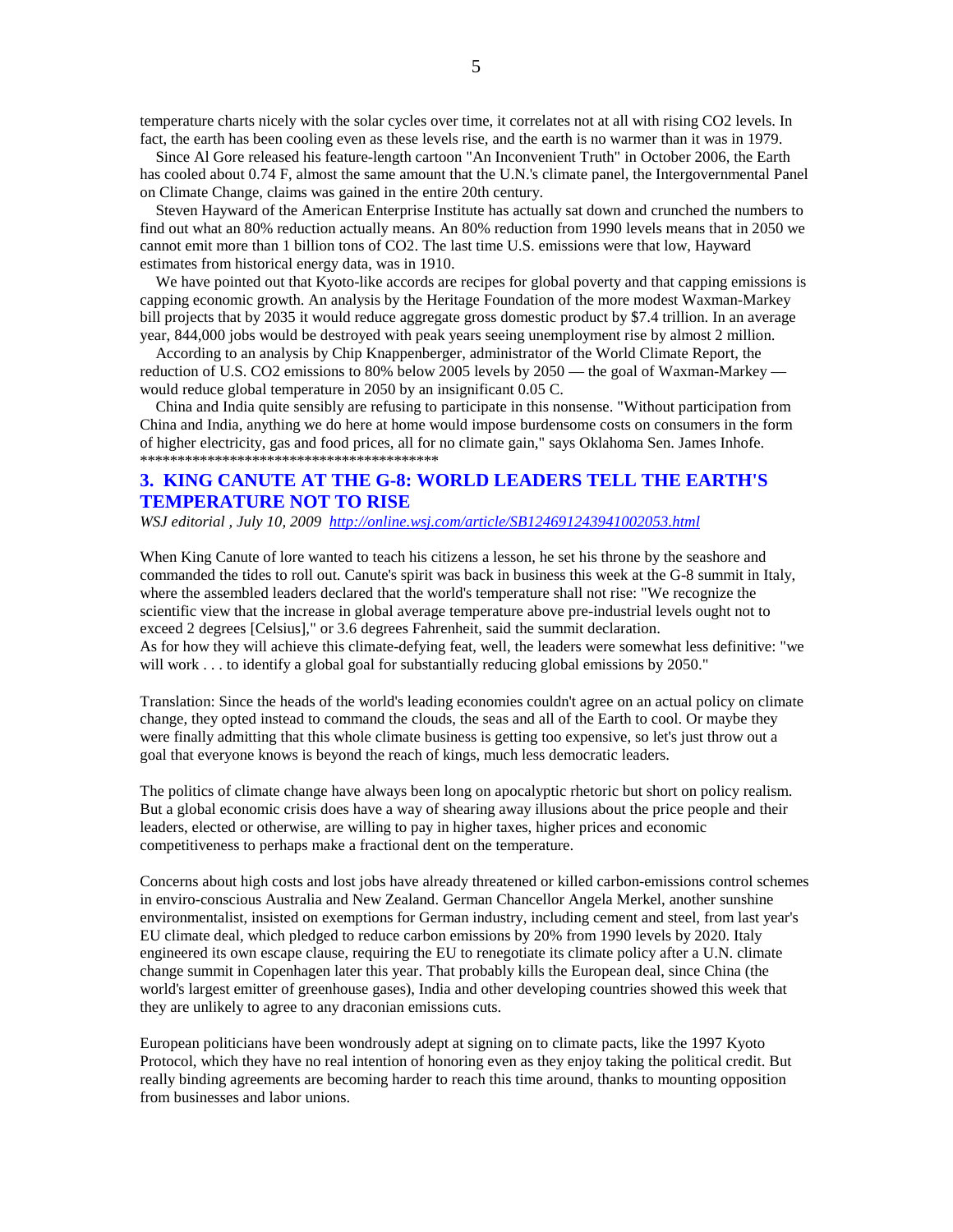temperature charts nicely with the solar cycles over time, it correlates not at all with rising $CO_2$ levels. In fact, the earth has been cooling even as these levels rise, and the earth is no warmer than it was in 1979.

Since Al Gore released his feature-length cartoon "An Inconvenient Truth" in October 2006, the Earth has cooled about 0.74 F, almost the same amount that the U.N.'s climate panel, the Intergovernmental Panel on Climate Change, claims was gained in the entire 20th century.

Steven Hayward of the American Enterprise Institute has actually sat down and crunched the numbers to find out what an 80% reduction actually means. An 80% reduction from 1990 levels means that in 2050 we cannot emit more than 1 billion tons of $CO_2$. The last time U.S. emissions were that low, Hayward estimates from historical energy data, was in 1910.

We have pointed out that Kyoto-like accords are recipes for global poverty and that capping emissions is capping economic growth. An analysis by the Heritage Foundation of the more modest Waxman-Markey bill projects that by 2035 it would reduce aggregate gross domestic product by $7.4 trillion. In an average year, 844,000 jobs would be destroyed with peak years seeing unemployment rise by almost 2 million.

According to an analysis by Chip Knappenberger, administrator of the World Climate Report, the reduction of U.S. $CO_2$ emissions to 80% below 2005 levels by 2050 — the goal of Waxman-Markey — would reduce global temperature in 2050 by an insignificant 0.05 C.

China and India quite sensibly are refusing to participate in this nonsense. "Without participation from China and India, anything we do here at home would impose burdensome costs on consumers in the form of higher electricity, gas and food prices, all for no climate gain," says Oklahoma Sen. James Inhofe.

******************************************

## 3. KING CANUTE AT THE G-8: WORLD LEADERS TELL THE EARTH'S TEMPERATURE NOT TO RISE

*WSJ editorial , July 10, 2009* http://online.wsj.com/article/SB124691243941002053.html

When King Canute of lore wanted to teach his citizens a lesson, he set his throne by the seashore and commanded the tides to roll out. Canute's spirit was back in business this week at the G-8 summit in Italy, where the assembled leaders declared that the world's temperature shall not rise: "We recognize the scientific view that the increase in global average temperature above pre-industrial levels ought not to exceed 2 degrees [Celsius]," or 3.6 degrees Fahrenheit, said the summit declaration.
As for how they will achieve this climate-defying feat, well, the leaders were somewhat less definitive: "we will work . . . to identify a global goal for substantially reducing global emissions by 2050."

Translation: Since the heads of the world's leading economies couldn't agree on an actual policy on climate change, they opted instead to command the clouds, the seas and all of the Earth to cool. Or maybe they were finally admitting that this whole climate business is getting too expensive, so let's just throw out a goal that everyone knows is beyond the reach of kings, much less democratic leaders.

The politics of climate change have always been long on apocalyptic rhetoric but short on policy realism. But a global economic crisis does have a way of shearing away illusions about the price people and their leaders, elected or otherwise, are willing to pay in higher taxes, higher prices and economic competitiveness to perhaps make a fractional dent on the temperature.

Concerns about high costs and lost jobs have already threatened or killed carbon-emissions control schemes in enviro-conscious Australia and New Zealand. German Chancellor Angela Merkel, another sunshine environmentalist, insisted on exemptions for German industry, including cement and steel, from last year's EU climate deal, which pledged to reduce carbon emissions by 20% from 1990 levels by 2020. Italy engineered its own escape clause, requiring the EU to renegotiate its climate policy after a U.N. climate change summit in Copenhagen later this year. That probably kills the European deal, since China (the world's largest emitter of greenhouse gases), India and other developing countries showed this week that they are unlikely to agree to any draconian emissions cuts.

European politicians have been wondrously adept at signing on to climate pacts, like the 1997 Kyoto Protocol, which they have no real intention of honoring even as they enjoy taking the political credit. But really binding agreements are becoming harder to reach this time around, thanks to mounting opposition from businesses and labor unions.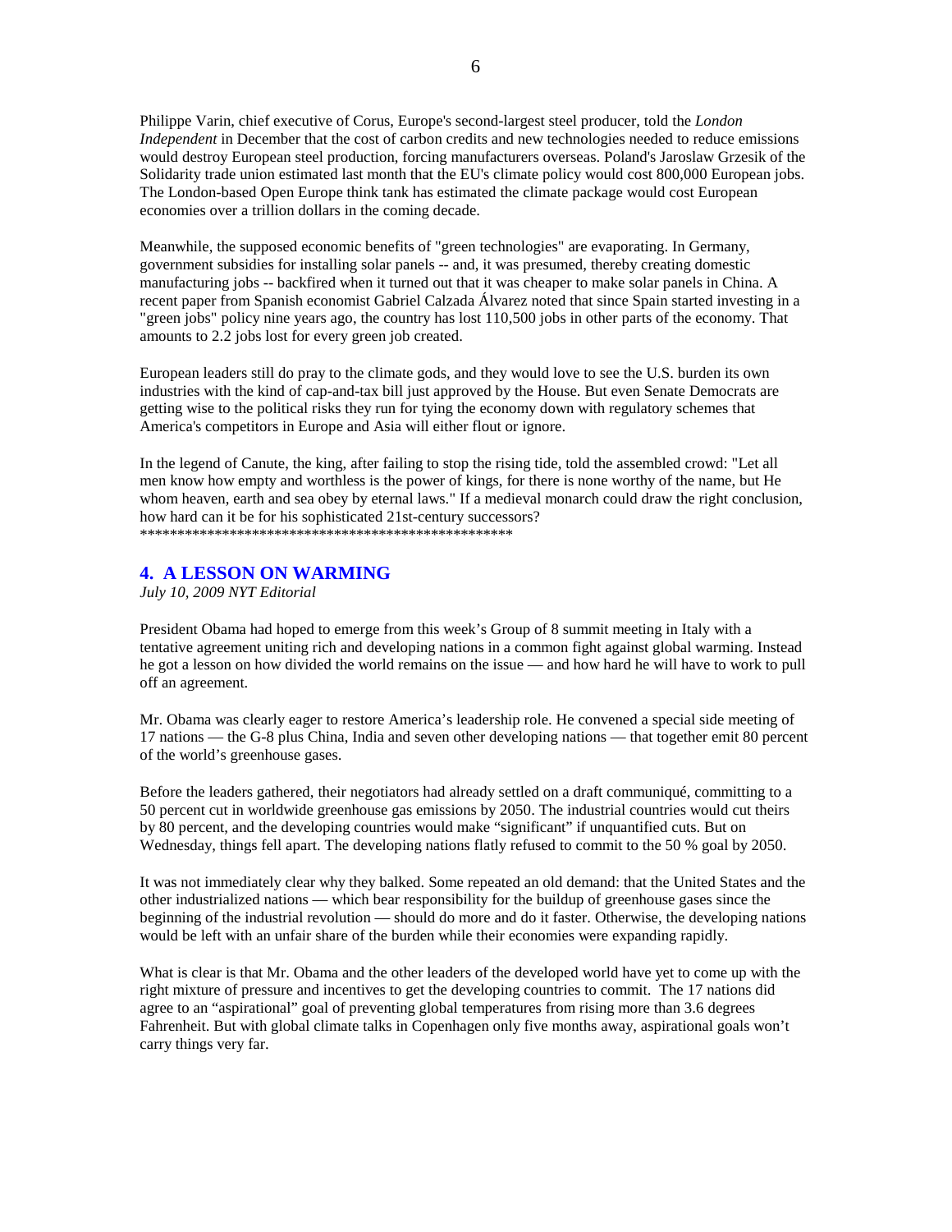Philippe Varin, chief executive of Corus, Europe's second-largest steel producer, told the *London Independent* in December that the cost of carbon credits and new technologies needed to reduce emissions would destroy European steel production, forcing manufacturers overseas. Poland's Jaroslaw Grzesik of the Solidarity trade union estimated last month that the EU's climate policy would cost 800,000 European jobs. The London-based Open Europe think tank has estimated the climate package would cost European economies over a trillion dollars in the coming decade.

Meanwhile, the supposed economic benefits of "green technologies" are evaporating. In Germany, government subsidies for installing solar panels -- and, it was presumed, thereby creating domestic manufacturing jobs -- backfired when it turned out that it was cheaper to make solar panels in China. A recent paper from Spanish economist Gabriel Calzada Álvarez noted that since Spain started investing in a "green jobs" policy nine years ago, the country has lost 110,500 jobs in other parts of the economy. That amounts to 2.2 jobs lost for every green job created.

European leaders still do pray to the climate gods, and they would love to see the U.S. burden its own industries with the kind of cap-and-tax bill just approved by the House. But even Senate Democrats are getting wise to the political risks they run for tying the economy down with regulatory schemes that America's competitors in Europe and Asia will either flout or ignore.

In the legend of Canute, the king, after failing to stop the rising tide, told the assembled crowd: "Let all men know how empty and worthless is the power of kings, for there is none worthy of the name, but He whom heaven, earth and sea obey by eternal laws." If a medieval monarch could draw the right conclusion, how hard can it be for his sophisticated 21st-century successors?
****************************************************

## 4. A LESSON ON WARMING

*July 10, 2009 NYT Editorial*

President Obama had hoped to emerge from this week's Group of 8 summit meeting in Italy with a tentative agreement uniting rich and developing nations in a common fight against global warming. Instead he got a lesson on how divided the world remains on the issue — and how hard he will have to work to pull off an agreement.

Mr. Obama was clearly eager to restore America's leadership role. He convened a special side meeting of 17 nations — the G-8 plus China, India and seven other developing nations — that together emit 80 percent of the world's greenhouse gases.

Before the leaders gathered, their negotiators had already settled on a draft communiqué, committing to a 50 percent cut in worldwide greenhouse gas emissions by 2050. The industrial countries would cut theirs by 80 percent, and the developing countries would make "significant" if unquantified cuts. But on Wednesday, things fell apart. The developing nations flatly refused to commit to the 50 % goal by 2050.

It was not immediately clear why they balked. Some repeated an old demand: that the United States and the other industrialized nations — which bear responsibility for the buildup of greenhouse gases since the beginning of the industrial revolution — should do more and do it faster. Otherwise, the developing nations would be left with an unfair share of the burden while their economies were expanding rapidly.

What is clear is that Mr. Obama and the other leaders of the developed world have yet to come up with the right mixture of pressure and incentives to get the developing countries to commit. The 17 nations did agree to an "aspirational" goal of preventing global temperatures from rising more than 3.6 degrees Fahrenheit. But with global climate talks in Copenhagen only five months away, aspirational goals won't carry things very far.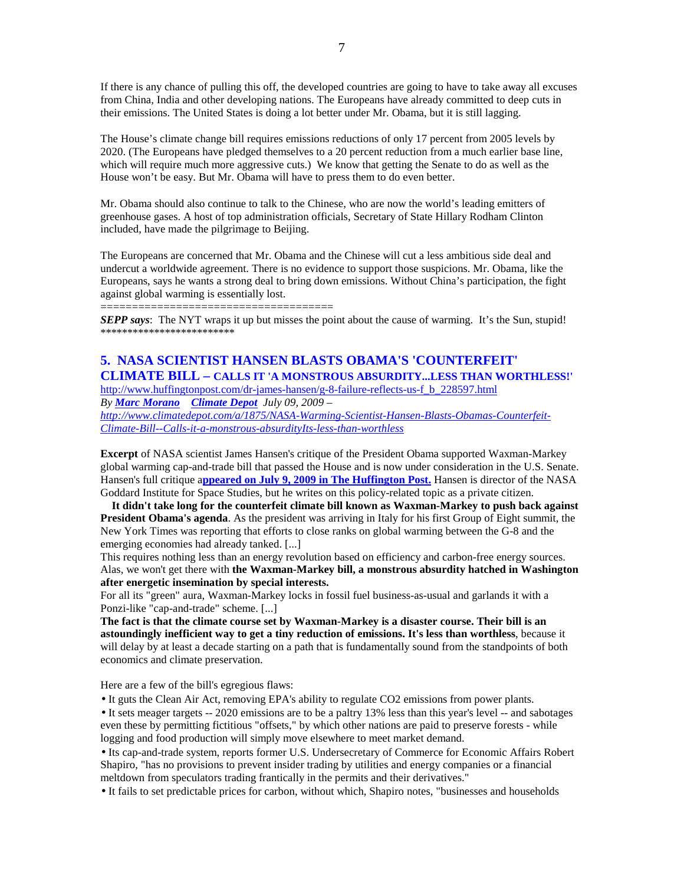If there is any chance of pulling this off, the developed countries are going to have to take away all excuses from China, India and other developing nations. The Europeans have already committed to deep cuts in their emissions. The United States is doing a lot better under Mr. Obama, but it is still lagging.

The House's climate change bill requires emissions reductions of only 17 percent from 2005 levels by 2020. (The Europeans have pledged themselves to a 20 percent reduction from a much earlier base line, which will require much more aggressive cuts.) We know that getting the Senate to do as well as the House won't be easy. But Mr. Obama will have to press them to do even better.

Mr. Obama should also continue to talk to the Chinese, who are now the world's leading emitters of greenhouse gases. A host of top administration officials, Secretary of State Hillary Rodham Clinton included, have made the pilgrimage to Beijing.

The Europeans are concerned that Mr. Obama and the Chinese will cut a less ambitious side deal and undercut a worldwide agreement. There is no evidence to support those suspicions. Mr. Obama, like the Europeans, says he wants a strong deal to bring down emissions. Without China's participation, the fight against global warming is essentially lost.

====================================

***SEPP says***: The NYT wraps it up but misses the point about the cause of warming. It's the Sun, stupid!

*************************

## 5. NASA SCIENTIST HANSEN BLASTS OBAMA'S 'COUNTERFEIT' CLIMATE BILL – CALLS IT 'A MONSTROUS ABSURDITY...LESS THAN WORTHLESS!'

http://www.huffingtonpost.com/dr-james-hansen/g-8-failure-reflects-us-f_b_228597.html

*By **Marc Morano** **Climate Depot** July 09, 2009 –*
*http://www.climatedepot.com/a/1875/NASA-Warming-Scientist-Hansen-Blasts-Obamas-Counterfeit-Climate-Bill--Calls-it-a-monstrous-absurdityIts-less-than-worthless*

**Excerpt** of NASA scientist James Hansen's critique of the President Obama supported Waxman-Markey global warming cap-and-trade bill that passed the House and is now under consideration in the U.S. Senate. Hansen's full critique a**ppeared on July 9, 2009 in The Huffington Post.** Hansen is director of the NASA Goddard Institute for Space Studies, but he writes on this policy-related topic as a private citizen.

**It didn't take long for the counterfeit climate bill known as Waxman-Markey to push back against President Obama's agenda**. As the president was arriving in Italy for his first Group of Eight summit, the New York Times was reporting that efforts to close ranks on global warming between the G-8 and the emerging economies had already tanked. [...]

This requires nothing less than an energy revolution based on efficiency and carbon-free energy sources. Alas, we won't get there with **the Waxman-Markey bill, a monstrous absurdity hatched in Washington after energetic insemination by special interests.**

For all its "green" aura, Waxman-Markey locks in fossil fuel business-as-usual and garlands it with a Ponzi-like "cap-and-trade" scheme. [...]

**The fact is that the climate course set by Waxman-Markey is a disaster course. Their bill is an astoundingly inefficient way to get a tiny reduction of emissions. It's less than worthless**, because it will delay by at least a decade starting on a path that is fundamentally sound from the standpoints of both economics and climate preservation.

Here are a few of the bill's egregious flaws:

- It guts the Clean Air Act, removing EPA's ability to regulate CO2 emissions from power plants.
- It sets meager targets -- 2020 emissions are to be a paltry 13% less than this year's level -- and sabotages even these by permitting fictitious "offsets," by which other nations are paid to preserve forests - while logging and food production will simply move elsewhere to meet market demand.
- Its cap-and-trade system, reports former U.S. Undersecretary of Commerce for Economic Affairs Robert Shapiro, "has no provisions to prevent insider trading by utilities and energy companies or a financial meltdown from speculators trading frantically in the permits and their derivatives."
- It fails to set predictable prices for carbon, without which, Shapiro notes, "businesses and households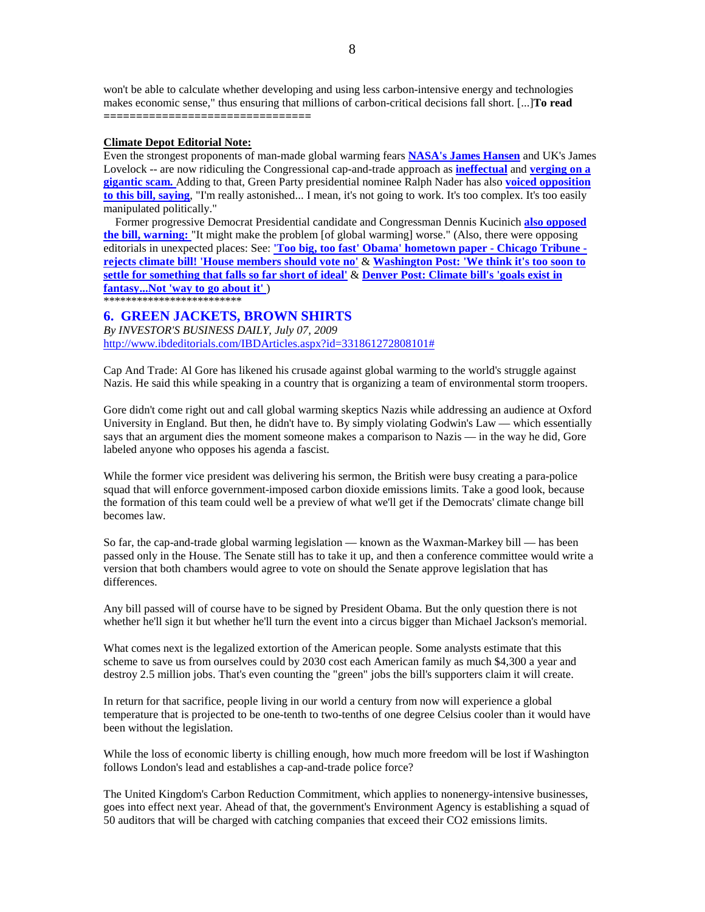won't be able to calculate whether developing and using less carbon-intensive energy and technologies makes economic sense," thus ensuring that millions of carbon-critical decisions fall short. [...]**To read**
================================

**Climate Depot Editorial Note:**
Even the strongest proponents of man-made global warming fears **NASA's James Hansen** and UK's James Lovelock -- are now ridiculing the Congressional cap-and-trade approach as **ineffectual** and **verging on a gigantic scam.** Adding to that, Green Party presidential nominee Ralph Nader has also **voiced opposition to this bill, saying**, "I'm really astonished... I mean, it's not going to work. It's too complex. It's too easily manipulated politically."

Former progressive Democrat Presidential candidate and Congressman Dennis Kucinich **also opposed the bill, warning:** "It might make the problem [of global warming] worse." (Also, there were opposing editorials in unexpected places: See: **'Too big, too fast' Obama' hometown paper - Chicago Tribune - rejects climate bill! 'House members should vote no'** & **Washington Post: 'We think it's too soon to settle for something that falls so far short of ideal'** & **Denver Post: Climate bill's 'goals exist in fantasy...Not 'way to go about it'** )
*************************

## 6. GREEN JACKETS, BROWN SHIRTS

*By INVESTOR'S BUSINESS DAILY, July 07, 2009*
http://www.ibdeditorials.com/IBDArticles.aspx?id=331861272808101#

Cap And Trade: Al Gore has likened his crusade against global warming to the world's struggle against Nazis. He said this while speaking in a country that is organizing a team of environmental storm troopers.

Gore didn't come right out and call global warming skeptics Nazis while addressing an audience at Oxford University in England. But then, he didn't have to. By simply violating Godwin's Law — which essentially says that an argument dies the moment someone makes a comparison to Nazis — in the way he did, Gore labeled anyone who opposes his agenda a fascist.

While the former vice president was delivering his sermon, the British were busy creating a para-police squad that will enforce government-imposed carbon dioxide emissions limits. Take a good look, because the formation of this team could well be a preview of what we'll get if the Democrats' climate change bill becomes law.

So far, the cap-and-trade global warming legislation — known as the Waxman-Markey bill — has been passed only in the House. The Senate still has to take it up, and then a conference committee would write a version that both chambers would agree to vote on should the Senate approve legislation that has differences.

Any bill passed will of course have to be signed by President Obama. But the only question there is not whether he'll sign it but whether he'll turn the event into a circus bigger than Michael Jackson's memorial.

What comes next is the legalized extortion of the American people. Some analysts estimate that this scheme to save us from ourselves could by 2030 cost each American family as much $4,300 a year and destroy 2.5 million jobs. That's even counting the "green" jobs the bill's supporters claim it will create.

In return for that sacrifice, people living in our world a century from now will experience a global temperature that is projected to be one-tenth to two-tenths of one degree Celsius cooler than it would have been without the legislation.

While the loss of economic liberty is chilling enough, how much more freedom will be lost if Washington follows London's lead and establishes a cap-and-trade police force?

The United Kingdom's Carbon Reduction Commitment, which applies to nonenergy-intensive businesses, goes into effect next year. Ahead of that, the government's Environment Agency is establishing a squad of 50 auditors that will be charged with catching companies that exceed their CO2 emissions limits.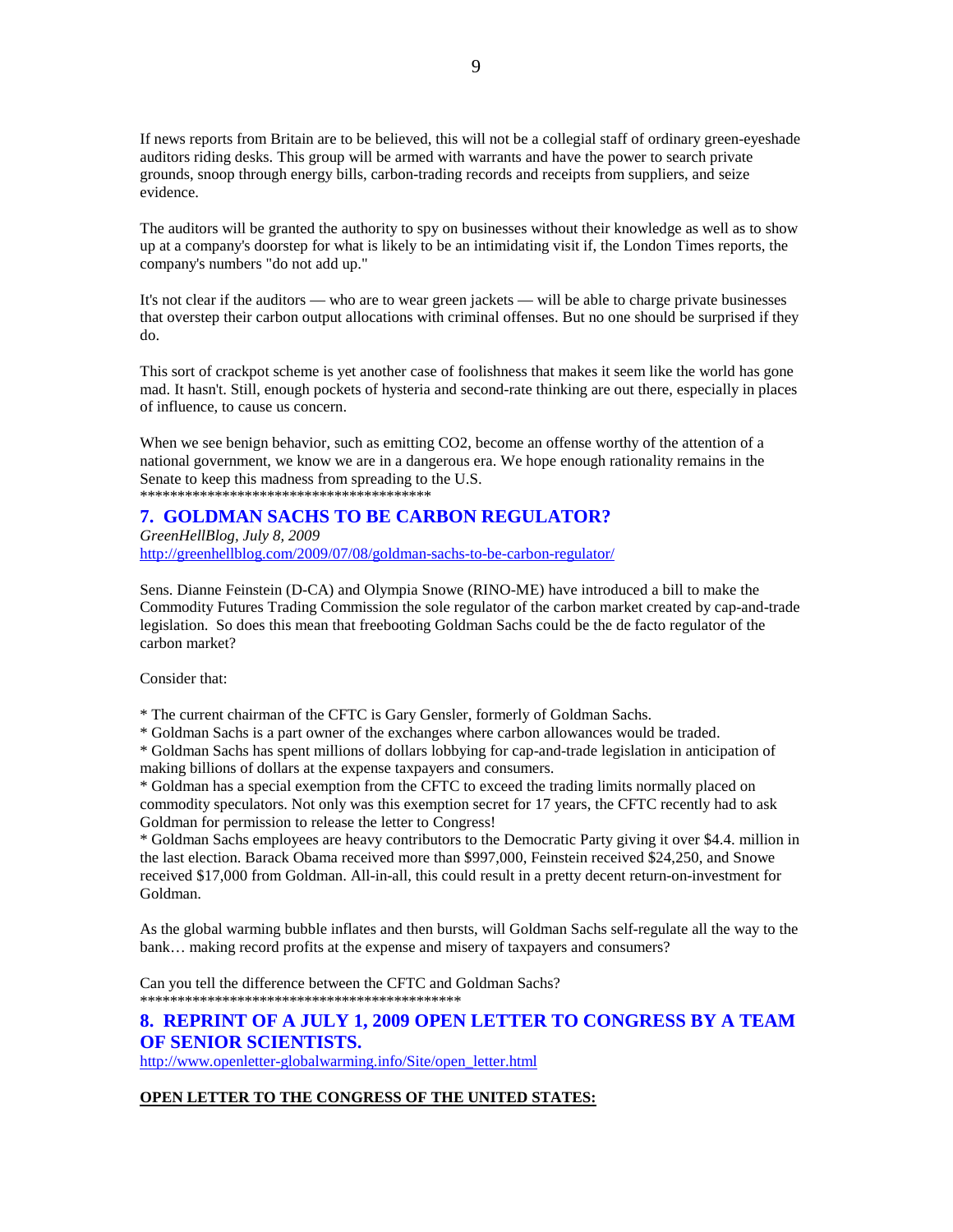If news reports from Britain are to be believed, this will not be a collegial staff of ordinary green-eyeshade auditors riding desks. This group will be armed with warrants and have the power to search private grounds, snoop through energy bills, carbon-trading records and receipts from suppliers, and seize evidence.

The auditors will be granted the authority to spy on businesses without their knowledge as well as to show up at a company's doorstep for what is likely to be an intimidating visit if, the London Times reports, the company's numbers "do not add up."

It's not clear if the auditors — who are to wear green jackets — will be able to charge private businesses that overstep their carbon output allocations with criminal offenses. But no one should be surprised if they do.

This sort of crackpot scheme is yet another case of foolishness that makes it seem like the world has gone mad. It hasn't. Still, enough pockets of hysteria and second-rate thinking are out there, especially in places of influence, to cause us concern.

When we see benign behavior, such as emitting $CO_2$, become an offense worthy of the attention of a national government, we know we are in a dangerous era. We hope enough rationality remains in the Senate to keep this madness from spreading to the U.S.
****************************************

## 7. GOLDMAN SACHS TO BE CARBON REGULATOR?

*GreenHellBlog, July 8, 2009*
http://greenhellblog.com/2009/07/08/goldman-sachs-to-be-carbon-regulator/

Sens. Dianne Feinstein (D-CA) and Olympia Snowe (RINO-ME) have introduced a bill to make the Commodity Futures Trading Commission the sole regulator of the carbon market created by cap-and-trade legislation. So does this mean that freebooting Goldman Sachs could be the de facto regulator of the carbon market?

Consider that:

* The current chairman of the CFTC is Gary Gensler, formerly of Goldman Sachs.
* Goldman Sachs is a part owner of the exchanges where carbon allowances would be traded.
* Goldman Sachs has spent millions of dollars lobbying for cap-and-trade legislation in anticipation of making billions of dollars at the expense taxpayers and consumers.
* Goldman has a special exemption from the CFTC to exceed the trading limits normally placed on commodity speculators. Not only was this exemption secret for 17 years, the CFTC recently had to ask Goldman for permission to release the letter to Congress!
* Goldman Sachs employees are heavy contributors to the Democratic Party giving it over $4.4. million in the last election. Barack Obama received more than $997,000, Feinstein received $24,250, and Snowe received $17,000 from Goldman. All-in-all, this could result in a pretty decent return-on-investment for Goldman.

As the global warming bubble inflates and then bursts, will Goldman Sachs self-regulate all the way to the bank… making record profits at the expense and misery of taxpayers and consumers?

Can you tell the difference between the CFTC and Goldman Sachs?
********************************************

## 8. REPRINT OF A JULY 1, 2009 OPEN LETTER TO CONGRESS BY A TEAM OF SENIOR SCIENTISTS.

http://www.openletter-globalwarming.info/Site/open_letter.html

**OPEN LETTER TO THE CONGRESS OF THE UNITED STATES:**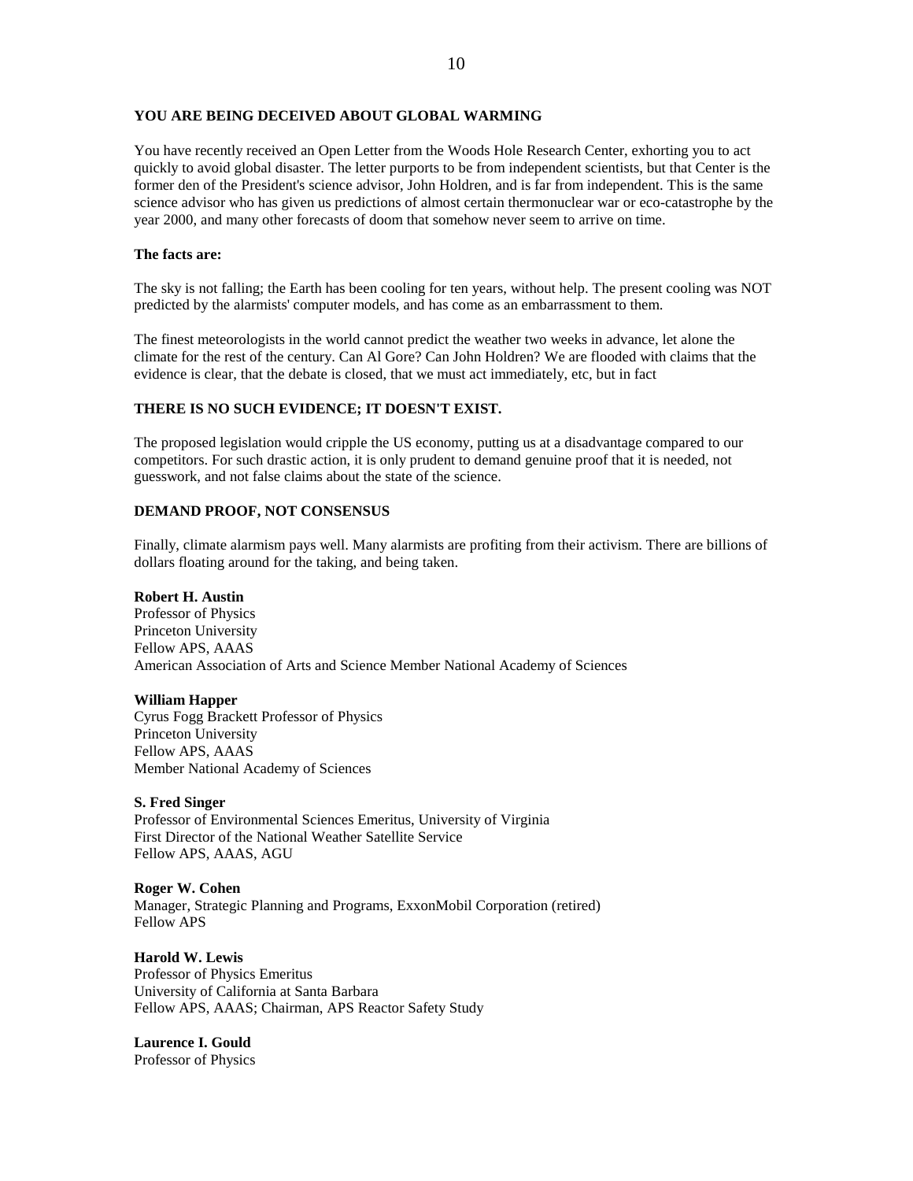**YOU ARE BEING DECEIVED ABOUT GLOBAL WARMING**

You have recently received an Open Letter from the Woods Hole Research Center, exhorting you to act quickly to avoid global disaster. The letter purports to be from independent scientists, but that Center is the former den of the President's science advisor, John Holdren, and is far from independent. This is the same science advisor who has given us predictions of almost certain thermonuclear war or eco-catastrophe by the year 2000, and many other forecasts of doom that somehow never seem to arrive on time.

**The facts are:**

The sky is not falling; the Earth has been cooling for ten years, without help. The present cooling was NOT predicted by the alarmists' computer models, and has come as an embarrassment to them.

The finest meteorologists in the world cannot predict the weather two weeks in advance, let alone the climate for the rest of the century. Can Al Gore? Can John Holdren? We are flooded with claims that the evidence is clear, that the debate is closed, that we must act immediately, etc, but in fact

**THERE IS NO SUCH EVIDENCE; IT DOESN'T EXIST.**

The proposed legislation would cripple the US economy, putting us at a disadvantage compared to our competitors. For such drastic action, it is only prudent to demand genuine proof that it is needed, not guesswork, and not false claims about the state of the science.

**DEMAND PROOF, NOT CONSENSUS**

Finally, climate alarmism pays well. Many alarmists are profiting from their activism. There are billions of dollars floating around for the taking, and being taken.

**Robert H. Austin**
Professor of Physics
Princeton University
Fellow APS, AAAS
American Association of Arts and Science Member National Academy of Sciences

**William Happer**
Cyrus Fogg Brackett Professor of Physics
Princeton University
Fellow APS, AAAS
Member National Academy of Sciences

**S. Fred Singer**
Professor of Environmental Sciences Emeritus, University of Virginia
First Director of the National Weather Satellite Service
Fellow APS, AAAS, AGU

**Roger W. Cohen**
Manager, Strategic Planning and Programs, ExxonMobil Corporation (retired)
Fellow APS

**Harold W. Lewis**
Professor of Physics Emeritus
University of California at Santa Barbara
Fellow APS, AAAS; Chairman, APS Reactor Safety Study

**Laurence I. Gould**
Professor of Physics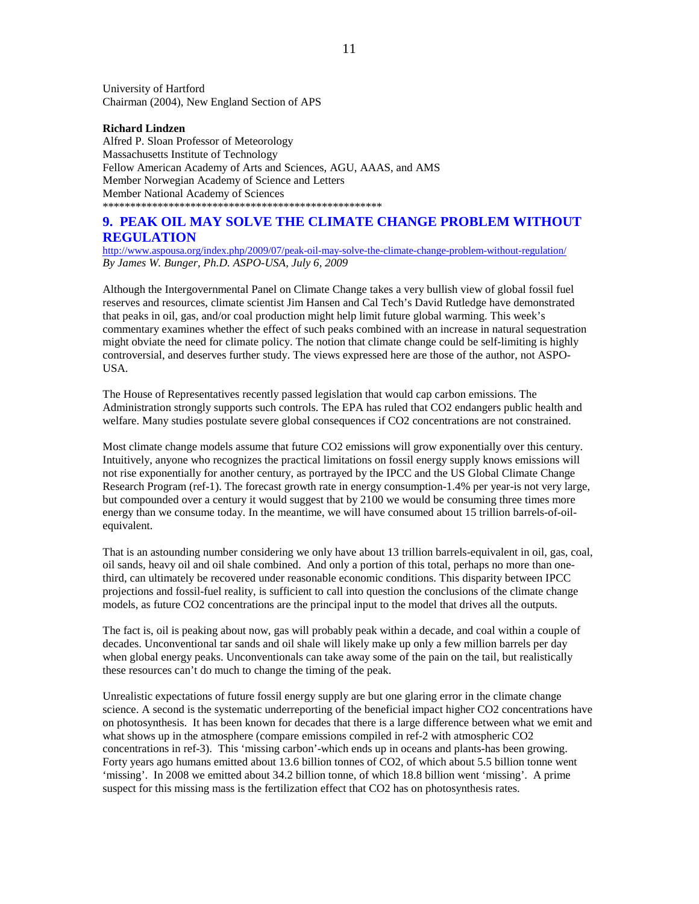University of Hartford
Chairman (2004), New England Section of APS

**Richard Lindzen**
Alfred P. Sloan Professor of Meteorology
Massachusetts Institute of Technology
Fellow American Academy of Arts and Sciences, AGU, AAAS, and AMS
Member Norwegian Academy of Science and Letters
Member National Academy of Sciences
****************************************************

## 9. PEAK OIL MAY SOLVE THE CLIMATE CHANGE PROBLEM WITHOUT REGULATION

http://www.aspousa.org/index.php/2009/07/peak-oil-may-solve-the-climate-change-problem-without-regulation/
*By James W. Bunger, Ph.D. ASPO-USA, July 6, 2009*

Although the Intergovernmental Panel on Climate Change takes a very bullish view of global fossil fuel reserves and resources, climate scientist Jim Hansen and Cal Tech's David Rutledge have demonstrated that peaks in oil, gas, and/or coal production might help limit future global warming. This week's commentary examines whether the effect of such peaks combined with an increase in natural sequestration might obviate the need for climate policy. The notion that climate change could be self-limiting is highly controversial, and deserves further study. The views expressed here are those of the author, not ASPO-USA.

The House of Representatives recently passed legislation that would cap carbon emissions. The Administration strongly supports such controls. The EPA has ruled that $CO_2$ endangers public health and welfare. Many studies postulate severe global consequences if $CO_2$ concentrations are not constrained.

Most climate change models assume that future $CO_2$ emissions will grow exponentially over this century. Intuitively, anyone who recognizes the practical limitations on fossil energy supply knows emissions will not rise exponentially for another century, as portrayed by the IPCC and the US Global Climate Change Research Program (ref-1). The forecast growth rate in energy consumption-1.4% per year-is not very large, but compounded over a century it would suggest that by 2100 we would be consuming three times more energy than we consume today. In the meantime, we will have consumed about 15 trillion barrels-of-oil-equivalent.

That is an astounding number considering we only have about 13 trillion barrels-equivalent in oil, gas, coal, oil sands, heavy oil and oil shale combined. And only a portion of this total, perhaps no more than one-third, can ultimately be recovered under reasonable economic conditions. This disparity between IPCC projections and fossil-fuel reality, is sufficient to call into question the conclusions of the climate change models, as future $CO_2$ concentrations are the principal input to the model that drives all the outputs.

The fact is, oil is peaking about now, gas will probably peak within a decade, and coal within a couple of decades. Unconventional tar sands and oil shale will likely make up only a few million barrels per day when global energy peaks. Unconventionals can take away some of the pain on the tail, but realistically these resources can't do much to change the timing of the peak.

Unrealistic expectations of future fossil energy supply are but one glaring error in the climate change science. A second is the systematic underreporting of the beneficial impact higher $CO_2$ concentrations have on photosynthesis. It has been known for decades that there is a large difference between what we emit and what shows up in the atmosphere (compare emissions compiled in ref-2 with atmospheric $CO_2$ concentrations in ref-3). This 'missing carbon'-which ends up in oceans and plants-has been growing. Forty years ago humans emitted about 13.6 billion tonnes of $CO_2$, of which about 5.5 billion tonne went 'missing'. In 2008 we emitted about 34.2 billion tonne, of which 18.8 billion went 'missing'. A prime suspect for this missing mass is the fertilization effect that $CO_2$ has on photosynthesis rates.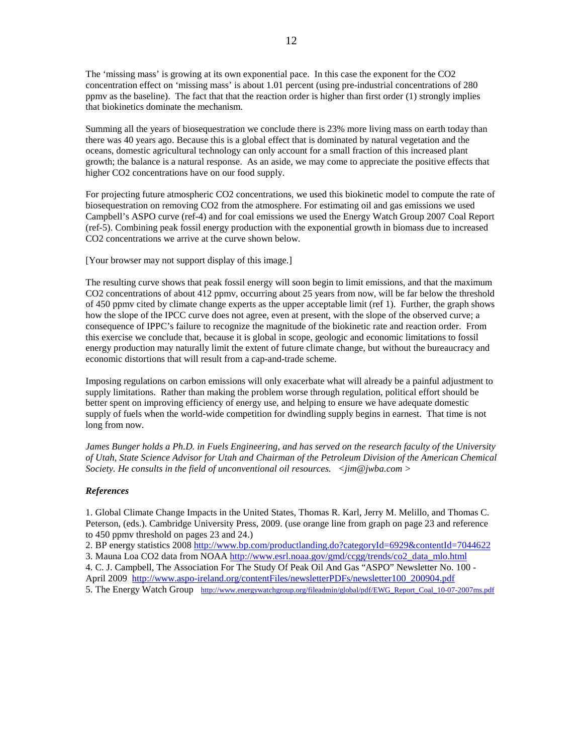The 'missing mass' is growing at its own exponential pace. In this case the exponent for the $CO_2$ concentration effect on 'missing mass' is about 1.01 percent (using pre-industrial concentrations of 280 ppmv as the baseline). The fact that that the reaction order is higher than first order (1) strongly implies that biokinetics dominate the mechanism.

Summing all the years of biosequestration we conclude there is 23% more living mass on earth today than there was 40 years ago. Because this is a global effect that is dominated by natural vegetation and the oceans, domestic agricultural technology can only account for a small fraction of this increased plant growth; the balance is a natural response. As an aside, we may come to appreciate the positive effects that higher $CO_2$ concentrations have on our food supply.

For projecting future atmospheric $CO_2$ concentrations, we used this biokinetic model to compute the rate of biosequestration on removing $CO_2$ from the atmosphere. For estimating oil and gas emissions we used Campbell's ASPO curve (ref-4) and for coal emissions we used the Energy Watch Group 2007 Coal Report (ref-5). Combining peak fossil energy production with the exponential growth in biomass due to increased $CO_2$ concentrations we arrive at the curve shown below.

[Your browser may not support display of this image.]

The resulting curve shows that peak fossil energy will soon begin to limit emissions, and that the maximum $CO_2$ concentrations of about 412 ppmv, occurring about 25 years from now, will be far below the threshold of 450 ppmv cited by climate change experts as the upper acceptable limit (ref 1). Further, the graph shows how the slope of the IPCC curve does not agree, even at present, with the slope of the observed curve; a consequence of IPPC's failure to recognize the magnitude of the biokinetic rate and reaction order. From this exercise we conclude that, because it is global in scope, geologic and economic limitations to fossil energy production may naturally limit the extent of future climate change, but without the bureaucracy and economic distortions that will result from a cap-and-trade scheme.

Imposing regulations on carbon emissions will only exacerbate what will already be a painful adjustment to supply limitations. Rather than making the problem worse through regulation, political effort should be better spent on improving efficiency of energy use, and helping to ensure we have adequate domestic supply of fuels when the world-wide competition for dwindling supply begins in earnest. That time is not long from now.

*James Bunger holds a Ph.D. in Fuels Engineering, and has served on the research faculty of the University of Utah, State Science Advisor for Utah and Chairman of the Petroleum Division of the American Chemical Society. He consults in the field of unconventional oil resources. <jim@jwba.com >*

***References***

1. Global Climate Change Impacts in the United States, Thomas R. Karl, Jerry M. Melillo, and Thomas C. Peterson, (eds.). Cambridge University Press, 2009. (use orange line from graph on page 23 and reference to 450 ppmv threshold on pages 23 and 24.)
2. BP energy statistics 2008 http://www.bp.com/productlanding.do?categoryId=6929&contentId=7044622
3. Mauna Loa CO2 data from NOAA http://www.esrl.noaa.gov/gmd/ccgg/trends/co2_data_mlo.html
4. C. J. Campbell, The Association For The Study Of Peak Oil And Gas "ASPO" Newsletter No. 100 - April 2009 http://www.aspo-ireland.org/contentFiles/newsletterPDFs/newsletter100_200904.pdf
5. The Energy Watch Group http://www.energywatchgroup.org/fileadmin/global/pdf/EWG_Report_Coal_10-07-2007ms.pdf